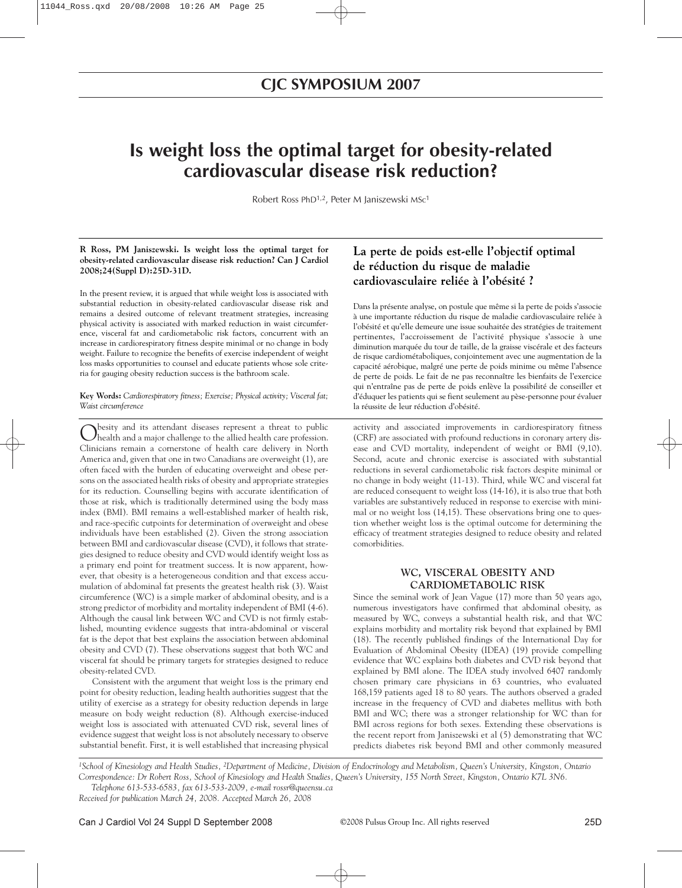## CJC SYMPOSIUM 2007

# Is weight loss the optimal target for obesity-related cardiovascular disease risk reduction?

Robert Ross PhD[1,2], Peter M Janiszewski MSc[1]

**R Ross, PM Janiszewski. Is weight loss the optimal target for obesity-related cardiovascular disease risk reduction? Can J Cardiol 2008;24(Suppl D):25D-31D.**

In the present review, it is argued that while weight loss is associated with substantial reduction in obesity-related cardiovascular disease risk and remains a desired outcome of relevant treatment strategies, increasing physical activity is associated with marked reduction in waist circumference, visceral fat and cardiometabolic risk factors, concurrent with an increase in cardiorespiratory fitness despite minimal or no change in body weight. Failure to recognize the benefits of exercise independent of weight loss masks opportunities to counsel and educate patients whose sole criteria for gauging obesity reduction success is the bathroom scale.

**Key Words:** *Cardiorespiratory fitness; Exercise; Physical activity; Visceral fat; Waist circumference*

## La perte de poids est-elle l'objectif optimal de réduction du risque de maladie cardiovasculaire reliée à l'obésité ?

Dans la présente analyse, on postule que même si la perte de poids s'associe à une importante réduction du risque de maladie cardiovasculaire reliée à l'obésité et qu'elle demeure une issue souhaitée des stratégies de traitement pertinentes, l'accroissement de l'activité physique s'associe à une diminution marquée du tour de taille, de la graisse viscérale et des facteurs de risque cardiométaboliques, conjointement avec une augmentation de la capacité aérobique, malgré une perte de poids minime ou même l'absence de perte de poids. Le fait de ne pas reconnaître les bienfaits de l'exercice qui n'entraîne pas de perte de poids enlève la possibilité de conseiller et d'éduquer les patients qui se fient seulement au pèse-personne pour évaluer la réussite de leur réduction d'obésité.

Obesity and its attendant diseases represent a threat to public health and a major challenge to the allied health care profession. Clinicians remain a cornerstone of health care delivery in North America and, given that one in two Canadians are overweight (1), are often faced with the burden of educating overweight and obese persons on the associated health risks of obesity and appropriate strategies for its reduction. Counselling begins with accurate identification of those at risk, which is traditionally determined using the body mass index (BMI). BMI remains a well-established marker of health risk, and race-specific cutpoints for determination of overweight and obese individuals have been established (2). Given the strong association between BMI and cardiovascular disease (CVD), it follows that strategies designed to reduce obesity and CVD would identify weight loss as a primary end point for treatment success. It is now apparent, however, that obesity is a heterogeneous condition and that excess accumulation of abdominal fat presents the greatest health risk (3). Waist circumference (WC) is a simple marker of abdominal obesity, and is a strong predictor of morbidity and mortality independent of BMI (4-6). Although the causal link between WC and CVD is not firmly established, mounting evidence suggests that intra-abdominal or visceral fat is the depot that best explains the association between abdominal obesity and CVD (7). These observations suggest that both WC and visceral fat should be primary targets for strategies designed to reduce obesity-related CVD.

Consistent with the argument that weight loss is the primary end point for obesity reduction, leading health authorities suggest that the utility of exercise as a strategy for obesity reduction depends in large measure on body weight reduction (8). Although exercise-induced weight loss is associated with attenuated CVD risk, several lines of evidence suggest that weight loss is not absolutely necessary to observe substantial benefit. First, it is well established that increasing physical activity and associated improvements in cardiorespiratory fitness (CRF) are associated with profound reductions in coronary artery disease and CVD mortality, independent of weight or BMI (9,10). Second, acute and chronic exercise is associated with substantial reductions in several cardiometabolic risk factors despite minimal or no change in body weight (11-13). Third, while WC and visceral fat are reduced consequent to weight loss (14-16), it is also true that both variables are substantively reduced in response to exercise with minimal or no weight loss (14,15). These observations bring one to question whether weight loss is the optimal outcome for determining the efficacy of treatment strategies designed to reduce obesity and related comorbidities.

### WC, VISCERAL OBESITY AND CARDIOMETABOLIC RISK

Since the seminal work of Jean Vague (17) more than 50 years ago, numerous investigators have confirmed that abdominal obesity, as measured by WC, conveys a substantial health risk, and that WC explains morbidity and mortality risk beyond that explained by BMI (18). The recently published findings of the International Day for Evaluation of Abdominal Obesity (IDEA) (19) provide compelling evidence that WC explains both diabetes and CVD risk beyond that explained by BMI alone. The IDEA study involved 6407 randomly chosen primary care physicians in 63 countries, who evaluated 168,159 patients aged 18 to 80 years. The authors observed a graded increase in the frequency of CVD and diabetes mellitus with both BMI and WC; there was a stronger relationship for WC than for BMI across regions for both sexes. Extending these observations is the recent report from Janiszewski et al (5) demonstrating that WC predicts diabetes risk beyond BMI and other commonly measured

[1]School of Kinesiology and Health Studies, [2]Department of Medicine, Division of Endocrinology and Metabolism, Queen's University, Kingston, Ontario
Correspondence: Dr Robert Ross, School of Kinesiology and Health Studies, Queen's University, 155 North Street, Kingston, Ontario K7L 3N6. Telephone 613-533-6583, fax 613-533-2009, e-mail rossr@queensu.ca
Received for publication March 24, 2008. Accepted March 26, 2008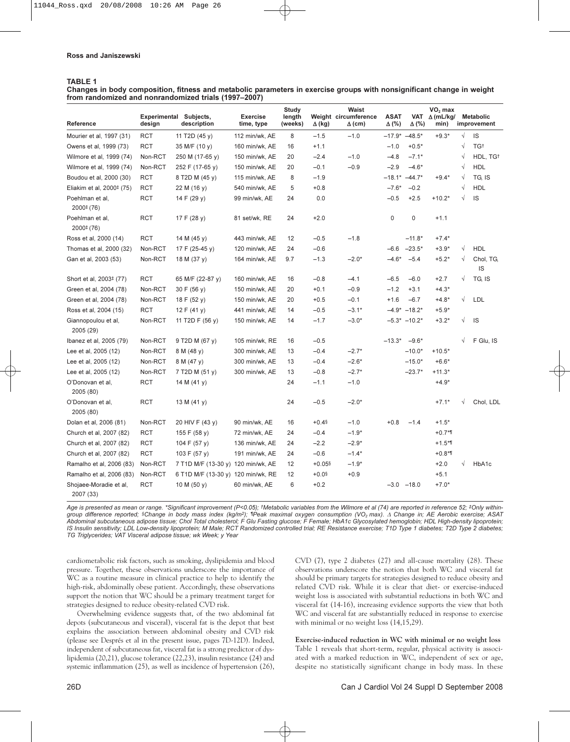**TABLE 1**

**Changes in body composition, fitness and metabolic parameters in exercise groups with nonsignificant change in weight from randomized and nonrandomized trials (1997–2007)**

| Reference | Experimental design | Subjects, description | Exercise time, type | Study length (weeks) | Weight Δ (kg) | Waist circumference Δ (cm) | ASAT Δ (%) | VAT Δ (%) | $VO_2$ max Δ (mL/kg/min) | Metabolic improvement | |
|---|---|---|---|---|---|---|---|---|---|---|---|
| Mourier et al, 1997 (31) | RCT | 11 T2D (45 y) | 112 min/wk, AE | 8 | –1.5 | –1.0 | –17.9* | –48.5* | +9.3* | √ | IS |
| Owens et al, 1999 (73) | RCT | 35 M/F (10 y) | 160 min/wk, AE | 16 | +1.1 | | –1.0 | +0.5* | | √ | TG† |
| Wilmore et al, 1999 (74) | Non-RCT | 250 M (17-65 y) | 150 min/wk, AE | 20 | –2.4 | –1.0 | –4.8 | –7.1* | | √ | HDL, TG† |
| Wilmore et al, 1999 (74) | Non-RCT | 252 F (17-65 y) | 150 min/wk, AE | 20 | –0.1 | –0.9 | –2.9 | –4.6* | | √ | HDL |
| Boudou et al, 2000 (30) | RCT | 8 T2D M (45 y) | 115 min/wk, AE | 8 | –1.9 | | –18.1* | –44.7* | +9.4* | √ | TG, IS |
| Eliakim et al, 2000‡ (75) | RCT | 22 M (16 y) | 540 min/wk, AE | 5 | +0.8 | | –7.6* | –0.2 | | √ | HDL |
| Poehlman et al, 2000‡ (76) | RCT | 14 F (29 y) | 99 min/wk, AE | 24 | 0.0 | | –0.5 | +2.5 | +10.2* | √ | IS |
| Poehlman et al, 2000‡ (76) | RCT | 17 F (28 y) | 81 set/wk, RE | 24 | +2.0 | | 0 | 0 | +1.1 | | |
| Ross et al, 2000 (14) | RCT | 14 M (45 y) | 443 min/wk, AE | 12 | –0.5 | –1.8 | | –11.8* | +7.4* | | |
| Thomas et al, 2000 (32) | Non-RCT | 17 F (25-45 y) | 120 min/wk, AE | 24 | –0.6 | | –6.6 | –23.5* | +3.9* | √ | HDL |
| Gan et al, 2003 (53) | Non-RCT | 18 M (37 y) | 164 min/wk, AE | 9.7 | –1.3 | –2.0* | –4.6* | –5.4 | +5.2* | √ | Chol, TG, IS |
| Short et al, 2003‡ (77) | RCT | 65 M/F (22-87 y) | 160 min/wk, AE | 16 | –0.8 | –4.1 | –6.5 | –6.0 | +2.7 | √ | TG, IS |
| Green et al, 2004 (78) | Non-RCT | 30 F (56 y) | 150 min/wk, AE | 20 | +0.1 | –0.9 | –1.2 | +3.1 | +4.3* | | |
| Green et al, 2004 (78) | Non-RCT | 18 F (52 y) | 150 min/wk, AE | 20 | +0.5 | –0.1 | +1.6 | –6.7 | +4.8* | √ | LDL |
| Ross et al, 2004 (15) | RCT | 12 F (41 y) | 441 min/wk, AE | 14 | –0.5 | –3.1* | –4.9* | –18.2* | +5.9* | | |
| Giannopoulou et al, 2005 (29) | Non-RCT | 11 T2D F (56 y) | 150 min/wk, AE | 14 | –1.7 | –3.0* | –5.3* | –10.2* | +3.2* | √ | IS |
| Ibanez et al, 2005 (79) | Non-RCT | 9 T2D M (67 y) | 105 min/wk, RE | 16 | –0.5 | | –13.3* | –9.6* | | √ | F Glu, IS |
| Lee et al, 2005 (12) | Non-RCT | 8 M (48 y) | 300 min/wk, AE | 13 | –0.4 | –2.7* | | –10.0* | +10.5* | | |
| Lee et al, 2005 (12) | Non-RCT | 8 M (47 y) | 300 min/wk, AE | 13 | –0.4 | –2.6* | | –15.0* | +6.6* | | |
| Lee et al, 2005 (12) | Non-RCT | 7 T2D M (51 y) | 300 min/wk, AE | 13 | –0.8 | –2.7* | | –23.7* | +11.3* | | |
| O'Donovan et al, 2005 (80) | RCT | 14 M (41 y) | | 24 | –1.1 | –1.0 | | | +4.9* | | |
| O'Donovan et al, 2005 (80) | RCT | 13 M (41 y) | | 24 | –0.5 | –2.0* | | | +7.1* | √ | Chol, LDL |
| Dolan et al, 2006 (81) | Non-RCT | 20 HIV F (43 y) | 90 min/wk, AE | 16 | +0.4§ | –1.0 | +0.8 | –1.4 | +1.5* | | |
| Church et al, 2007 (82) | RCT | 155 F (58 y) | 72 min/wk, AE | 24 | –0.4 | –1.9* | | | +0.7*¶ | | |
| Church et al, 2007 (82) | RCT | 104 F (57 y) | 136 min/wk, AE | 24 | –2.2 | –2.9* | | | +1.5*¶ | | |
| Church et al, 2007 (82) | RCT | 103 F (57 y) | 191 min/wk, AE | 24 | –0.6 | –1.4* | | | +0.8*¶ | | |
| Ramalho et al, 2006 (83) | Non-RCT | 7 T1D M/F (13-30 y) | 120 min/wk, AE | 12 | +0.05§ | –1.9* | | | +2.0 | √ | HbA1c |
| Ramalho et al, 2006 (83) | Non-RCT | 6 T1D M/F (13-30 y) | 120 min/wk, RE | 12 | +0.0§ | +0.9 | | | +5.1 | | |
| Shojaee-Moradie et al, 2007 (33) | RCT | 10 M (50 y) | 60 min/wk, AE | 6 | +0.2 | | –3.0 | –18.0 | +7.0* | | |

*Age is presented as mean or range. \*Significant improvement (P<0.05); †Metabolic variables from the Wilmore et al (74) are reported in reference 52; ‡Only within-group difference reported; §Change in body mass index (kg/m²); ¶Peak maximal oxygen consumption ($VO_2$ max). Δ Change in; AE Aerobic exercise; ASAT Abdominal subcutaneous adipose tissue; Chol Total cholesterol; F Glu Fasting glucose; F Female; HbA1c Glycosylated hemoglobin; HDL High-density lipoprotein; IS Insulin sensitivity; LDL Low-density lipoprotein; M Male; RCT Randomized controlled trial; RE Resistance exercise; T1D Type 1 diabetes; T2D Type 2 diabetes; TG Triglycerides; VAT Visceral adipose tissue; wk Week; y Year*

cardiometabolic risk factors, such as smoking, dyslipidemia and blood pressure. Together, these observations underscore the importance of WC as a routine measure in clinical practice to help to identify the high-risk, abdominally obese patient. Accordingly, these observations support the notion that WC should be a primary treatment target for strategies designed to reduce obesity-related CVD risk.

Overwhelming evidence suggests that, of the two abdominal fat depots (subcutaneous and visceral), visceral fat is the depot that best explains the association between abdominal obesity and CVD risk (please see Després et al in the present issue, pages 7D-12D). Indeed, independent of subcutaneous fat, visceral fat is a strong predictor of dyslipidemia (20,21), glucose tolerance (22,23), insulin resistance (24) and systemic inflammation (25), as well as incidence of hypertension (26), CVD (7), type 2 diabetes (27) and all-cause mortality (28). These observations underscore the notion that both WC and visceral fat should be primary targets for strategies designed to reduce obesity and related CVD risk. While it is clear that diet- or exercise-induced weight loss is associated with substantial reductions in both WC and visceral fat (14-16), increasing evidence supports the view that both WC and visceral fat are substantially reduced in response to exercise with minimal or no weight loss (14,15,29).

**Exercise-induced reduction in WC with minimal or no weight loss**

Table 1 reveals that short-term, regular, physical activity is associated with a marked reduction in WC, independent of sex or age, despite no statistically significant change in body mass. In these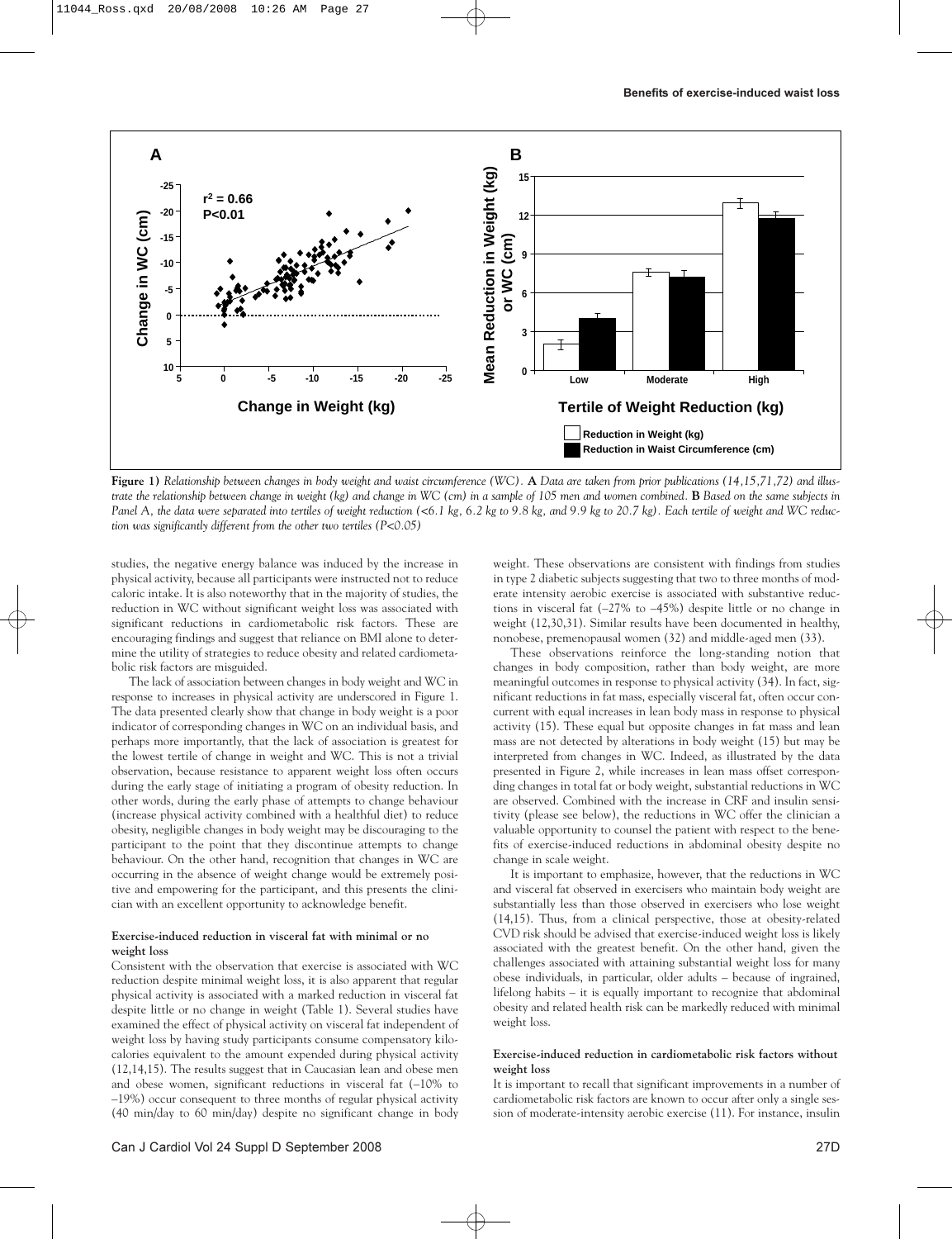**Figure 1)** *Relationship between changes in body weight and waist circumference (WC).* **A** *Data are taken from prior publications (14,15,71,72) and illustrate the relationship between change in weight (kg) and change in WC (cm) in a sample of 105 men and women combined.* **B** *Based on the same subjects in Panel A, the data were separated into tertiles of weight reduction (<6.1 kg, 6.2 kg to 9.8 kg, and 9.9 kg to 20.7 kg). Each tertile of weight and WC reduction was significantly different from the other two tertiles (P<0.05)*

studies, the negative energy balance was induced by the increase in physical activity, because all participants were instructed not to reduce caloric intake. It is also noteworthy that in the majority of studies, the reduction in WC without significant weight loss was associated with significant reductions in cardiometabolic risk factors. These are encouraging findings and suggest that reliance on BMI alone to determine the utility of strategies to reduce obesity and related cardiometabolic risk factors are misguided.

The lack of association between changes in body weight and WC in response to increases in physical activity are underscored in Figure 1. The data presented clearly show that change in body weight is a poor indicator of corresponding changes in WC on an individual basis, and perhaps more importantly, that the lack of association is greatest for the lowest tertile of change in weight and WC. This is not a trivial observation, because resistance to apparent weight loss often occurs during the early stage of initiating a program of obesity reduction. In other words, during the early phase of attempts to change behaviour (increase physical activity combined with a healthful diet) to reduce obesity, negligible changes in body weight may be discouraging to the participant to the point that they discontinue attempts to change behaviour. On the other hand, recognition that changes in WC are occurring in the absence of weight change would be extremely positive and empowering for the participant, and this presents the clinician with an excellent opportunity to acknowledge benefit.

### Exercise-induced reduction in visceral fat with minimal or no weight loss

Consistent with the observation that exercise is associated with WC reduction despite minimal weight loss, it is also apparent that regular physical activity is associated with a marked reduction in visceral fat despite little or no change in weight (Table 1). Several studies have examined the effect of physical activity on visceral fat independent of weight loss by having study participants consume compensatory kilocalories equivalent to the amount expended during physical activity (12,14,15). The results suggest that in Caucasian lean and obese men and obese women, significant reductions in visceral fat (–10% to –19%) occur consequent to three months of regular physical activity (40 min/day to 60 min/day) despite no significant change in body weight. These observations are consistent with findings from studies in type 2 diabetic subjects suggesting that two to three months of moderate intensity aerobic exercise is associated with substantive reductions in visceral fat (–27% to –45%) despite little or no change in weight (12,30,31). Similar results have been documented in healthy, nonobese, premenopausal women (32) and middle-aged men (33).

These observations reinforce the long-standing notion that changes in body composition, rather than body weight, are more meaningful outcomes in response to physical activity (34). In fact, significant reductions in fat mass, especially visceral fat, often occur concurrent with equal increases in lean body mass in response to physical activity (15). These equal but opposite changes in fat mass and lean mass are not detected by alterations in body weight (15) but may be interpreted from changes in WC. Indeed, as illustrated by the data presented in Figure 2, while increases in lean mass offset corresponding changes in total fat or body weight, substantial reductions in WC are observed. Combined with the increase in CRF and insulin sensitivity (please see below), the reductions in WC offer the clinician a valuable opportunity to counsel the patient with respect to the benefits of exercise-induced reductions in abdominal obesity despite no change in scale weight.

It is important to emphasize, however, that the reductions in WC and visceral fat observed in exercisers who maintain body weight are substantially less than those observed in exercisers who lose weight (14,15). Thus, from a clinical perspective, those at obesity-related CVD risk should be advised that exercise-induced weight loss is likely associated with the greatest benefit. On the other hand, given the challenges associated with attaining substantial weight loss for many obese individuals, in particular, older adults – because of ingrained, lifelong habits – it is equally important to recognize that abdominal obesity and related health risk can be markedly reduced with minimal weight loss.

### Exercise-induced reduction in cardiometabolic risk factors without weight loss

It is important to recall that significant improvements in a number of cardiometabolic risk factors are known to occur after only a single session of moderate-intensity aerobic exercise (11). For instance, insulin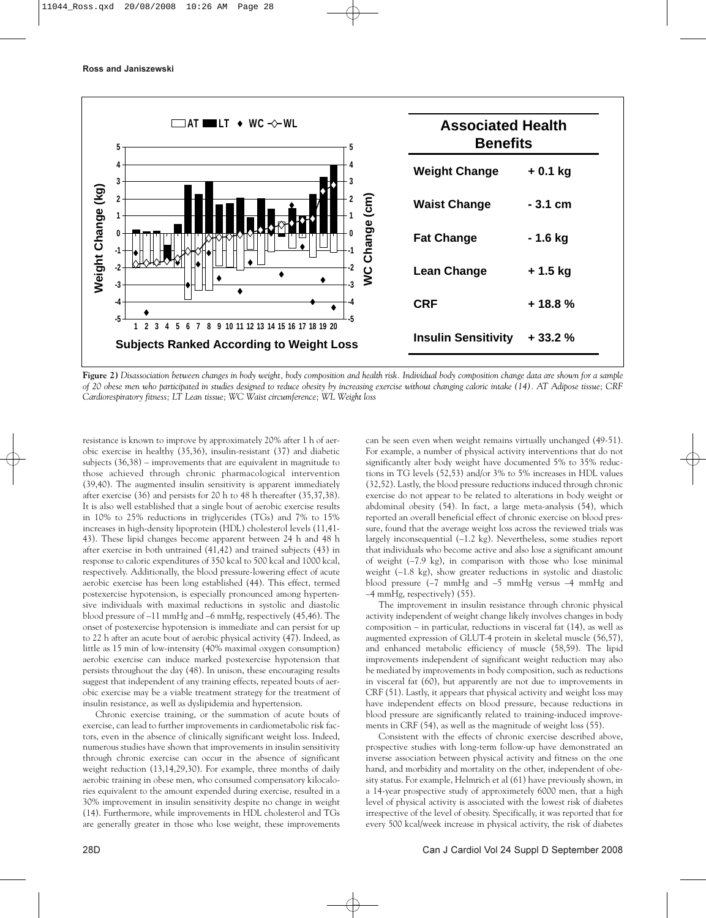**Figure 2)** *Disassociation between changes in body weight, body composition and health risk. Individual body composition change data are shown for a sample of 20 obese men who participated in studies designed to reduce obesity by increasing exercise without changing caloric intake (14). AT Adipose tissue; CRF Cardiorespiratory fitness; LT Lean tissue; WC Waist circumference; WL Weight loss*

| Associated Health Benefits | |
|---|---|
| Weight Change | + 0.1 kg |
| Waist Change | - 3.1 cm |
| Fat Change | - 1.6 kg |
| Lean Change | + 1.5 kg |
| CRF | + 18.8 % |
| Insulin Sensitivity | + 33.2 % |

resistance is known to improve by approximately 20% after 1 h of aerobic exercise in healthy (35,36), insulin-resistant (37) and diabetic subjects (36,38) – improvements that are equivalent in magnitude to those achieved through chronic pharmacological intervention (39,40). The augmented insulin sensitivity is apparent immediately after exercise (36) and persists for 20 h to 48 h thereafter (35,37,38). It is also well established that a single bout of aerobic exercise results in 10% to 25% reductions in triglycerides (TGs) and 7% to 15% increases in high-density lipoprotein (HDL) cholesterol levels (11,41-43). These lipid changes become apparent between 24 h and 48 h after exercise in both untrained (41,42) and trained subjects (43) in response to caloric expenditures of 350 kcal to 500 kcal and 1000 kcal, respectively. Additionally, the blood pressure-lowering effect of acute aerobic exercise has been long established (44). This effect, termed postexercise hypotension, is especially pronounced among hypertensive individuals with maximal reductions in systolic and diastolic blood pressure of –11 mmHg and –6 mmHg, respectively (45,46). The onset of postexercise hypotension is immediate and can persist for up to 22 h after an acute bout of aerobic physical activity (47). Indeed, as little as 15 min of low-intensity (40% maximal oxygen consumption) aerobic exercise can induce marked postexercise hypotension that persists throughout the day (48). In unison, these encouraging results suggest that independent of any training effects, repeated bouts of aerobic exercise may be a viable treatment strategy for the treatment of insulin resistance, as well as dyslipidemia and hypertension.

Chronic exercise training, or the summation of acute bouts of exercise, can lead to further improvements in cardiometabolic risk factors, even in the absence of clinically significant weight loss. Indeed, numerous studies have shown that improvements in insulin sensitivity through chronic exercise can occur in the absence of significant weight reduction (13,14,29,30). For example, three months of daily aerobic training in obese men, who consumed compensatory kilocalories equivalent to the amount expended during exercise, resulted in a 30% improvement in insulin sensitivity despite no change in weight (14). Furthermore, while improvements in HDL cholesterol and TGs are generally greater in those who lose weight, these improvements can be seen even when weight remains virtually unchanged (49-51). For example, a number of physical activity interventions that do not significantly alter body weight have documented 5% to 35% reductions in TG levels (52,53) and/or 3% to 5% increases in HDL values (32,52). Lastly, the blood pressure reductions induced through chronic exercise do not appear to be related to alterations in body weight or abdominal obesity (54). In fact, a large meta-analysis (54), which reported an overall beneficial effect of chronic exercise on blood pressure, found that the average weight loss across the reviewed trials was largely inconsequential (–1.2 kg). Nevertheless, some studies report that individuals who become active and also lose a significant amount of weight (–7.9 kg), in comparison with those who lose minimal weight (–1.8 kg), show greater reductions in systolic and diastolic blood pressure (–7 mmHg and –5 mmHg versus –4 mmHg and –4 mmHg, respectively) (55).

The improvement in insulin resistance through chronic physical activity independent of weight change likely involves changes in body composition – in particular, reductions in visceral fat (14), as well as augmented expression of GLUT-4 protein in skeletal muscle (56,57), and enhanced metabolic efficiency of muscle (58,59). The lipid improvements independent of significant weight reduction may also be mediated by improvements in body composition, such as reductions in visceral fat (60), but apparently are not due to improvements in CRF (51). Lastly, it appears that physical activity and weight loss may have independent effects on blood pressure, because reductions in blood pressure are significantly related to training-induced improvements in CRF (54), as well as the magnitude of weight loss (55).

Consistent with the effects of chronic exercise described above, prospective studies with long-term follow-up have demonstrated an inverse association between physical activity and fitness on the one hand, and morbidity and mortality on the other, independent of obesity status. For example, Helmrich et al (61) have previously shown, in a 14-year prospective study of approximately 6000 men, that a high level of physical activity is associated with the lowest risk of diabetes irrespective of the level of obesity. Specifically, it was reported that for every 500 kcal/week increase in physical activity, the risk of diabetes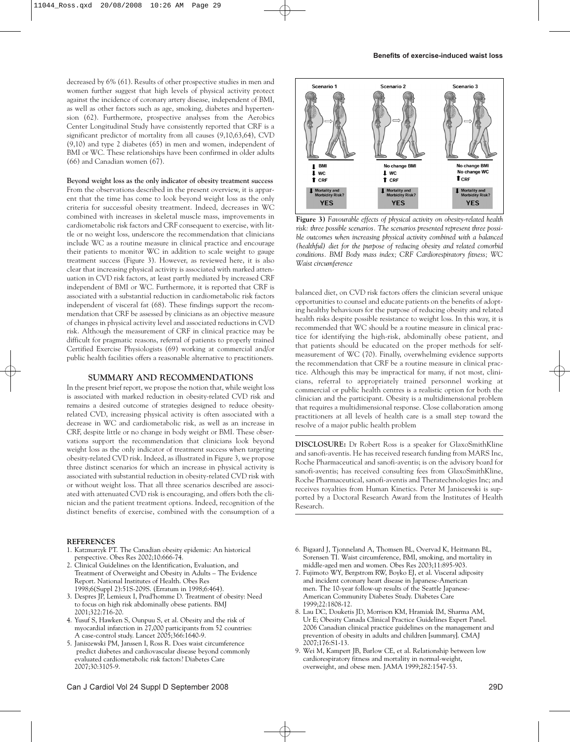decreased by 6% (61). Results of other prospective studies in men and women further suggest that high levels of physical activity protect against the incidence of coronary artery disease, independent of BMI, as well as other factors such as age, smoking, diabetes and hypertension (62). Furthermore, prospective analyses from the Aerobics Center Longitudinal Study have consistently reported that CRF is a significant predictor of mortality from all causes (9,10,63,64), CVD (9,10) and type 2 diabetes (65) in men and women, independent of BMI or WC. These relationships have been confirmed in older adults (66) and Canadian women (67).

**Beyond weight loss as the only indicator of obesity treatment success**

From the observations described in the present overview, it is apparent that the time has come to look beyond weight loss as the only criteria for successful obesity treatment. Indeed, decreases in WC combined with increases in skeletal muscle mass, improvements in cardiometabolic risk factors and CRF consequent to exercise, with little or no weight loss, underscore the recommendation that clinicians include WC as a routine measure in clinical practice and encourage their patients to monitor WC in addition to scale weight to gauge treatment success (Figure 3). However, as reviewed here, it is also clear that increasing physical activity is associated with marked attenuation in CVD risk factors, at least partly mediated by increased CRF independent of BMI or WC. Furthermore, it is reported that CRF is associated with a substantial reduction in cardiometabolic risk factors independent of visceral fat (68). These findings support the recommendation that CRF be assessed by clinicians as an objective measure of changes in physical activity level and associated reductions in CVD risk. Although the measurement of CRF in clinical practice may be difficult for pragmatic reasons, referral of patients to properly trained Certified Exercise Physiologists (69) working at commercial and/or public health facilities offers a reasonable alternative to practitioners.

## SUMMARY AND RECOMMENDATIONS

In the present brief report, we propose the notion that, while weight loss is associated with marked reduction in obesity-related CVD risk and remains a desired outcome of strategies designed to reduce obesity-related CVD, increasing physical activity is often associated with a decrease in WC and cardiometabolic risk, as well as an increase in CRF, despite little or no change in body weight or BMI. These observations support the recommendation that clinicians look beyond weight loss as the only indicator of treatment success when targeting obesity-related CVD risk. Indeed, as illustrated in Figure 3, we propose three distinct scenarios for which an increase in physical activity is associated with substantial reduction in obesity-related CVD risk with or without weight loss. That all three scenarios described are associated with attenuated CVD risk is encouraging, and offers both the clinician and the patient treatment options. Indeed, recognition of the distinct benefits of exercise, combined with the consumption of a balanced diet, on CVD risk factors offers the clinician several unique opportunities to counsel and educate patients on the benefits of adopting healthy behaviours for the purpose of reducing obesity and related health risks despite possible resistance to weight loss. In this way, it is recommended that WC should be a routine measure in clinical practice for identifying the high-risk, abdominally obese patient, and that patients should be educated on the proper methods for self-measurement of WC (70). Finally, overwhelming evidence supports the recommendation that CRF be a routine measure in clinical practice. Although this may be impractical for many, if not most, clinicians, referral to appropriately trained personnel working at commercial or public health centres is a realistic option for both the clinician and the participant. Obesity is a multidimensional problem that requires a multidimensional response. Close collaboration among practitioners at all levels of health care is a small step toward the resolve of a major public health problem

Scenario 1
↓ BMI
↓ WC
↑ CRF
↓ Mortality and Morbidity Risk?
YES

Scenario 2
No change BMI
↓ WC
↑ CRF
↓ Mortality and Morbidity Risk?
YES

Scenario 3
No change BMI
No change WC
↑ CRF
↓ Mortality and Morbidity Risk?
YES

**Figure 3)** *Favourable effects of physical activity on obesity-related health risk: three possible scenarios. The scenarios presented represent three possible outcomes when increasing physical activity combined with a balanced (healthful) diet for the purpose of reducing obesity and related comorbid conditions. BMI Body mass index; CRF Cardiorespiratory fitness; WC Waist circumference*

**DISCLOSURE:** Dr Robert Ross is a speaker for GlaxoSmithKline and sanofi-aventis. He has received research funding from MARS Inc, Roche Pharmaceutical and sanofi-aventis; is on the advisory board for sanofi-aventis; has received consulting fees from GlaxoSmithKline, Roche Pharmaceutical, sanofi-aventis and Theratechnologies Inc; and receives royalties from Human Kinetics. Peter M Janiszewski is supported by a Doctoral Research Award from the Institutes of Health Research.

## REFERENCES

1. Katzmarzyk PT. The Canadian obesity epidemic: An historical perspective. Obes Res 2002;10:666-74.
2. Clinical Guidelines on the Identification, Evaluation, and Treatment of Overweight and Obesity in Adults – The Evidence Report. National Institutes of Health. Obes Res 1998;6(Suppl 2):51S-209S. (Erratum in 1998;6:464).
3. Despres JP, Lemieux I, Prud'homme D. Treatment of obesity: Need to focus on high risk abdominally obese patients. BMJ 2001;322:716-20.
4. Yusuf S, Hawken S, Ounpuu S, et al. Obesity and the risk of myocardial infarction in 27,000 participants from 52 countries: A case-control study. Lancet 2005;366:1640-9.
5. Janiszewski PM, Janssen I, Ross R. Does waist circumference predict diabetes and cardiovascular disease beyond commonly evaluated cardiometabolic risk factors? Diabetes Care 2007;30:3105-9.
6. Bigaard J, Tjonneland A, Thomsen BL, Overvad K, Heitmann BL, Sorensen TI. Waist circumference, BMI, smoking, and mortality in middle-aged men and women. Obes Res 2003;11:895-903.
7. Fujimoto WY, Bergstrom RW, Boyko EJ, et al. Visceral adiposity and incident coronary heart disease in Japanese-American men. The 10-year follow-up results of the Seattle Japanese-American Community Diabetes Study. Diabetes Care 1999;22:1808-12.
8. Lau DC, Douketis JD, Morrison KM, Hramiak IM, Sharma AM, Ur E; Obesity Canada Clinical Practice Guidelines Expert Panel. 2006 Canadian clinical practice guidelines on the management and prevention of obesity in adults and children [summary]. CMAJ 2007;176:S1-13.
9. Wei M, Kampert JB, Barlow CE, et al. Relationship between low cardiorespiratory fitness and mortality in normal-weight, overweight, and obese men. JAMA 1999;282:1547-53.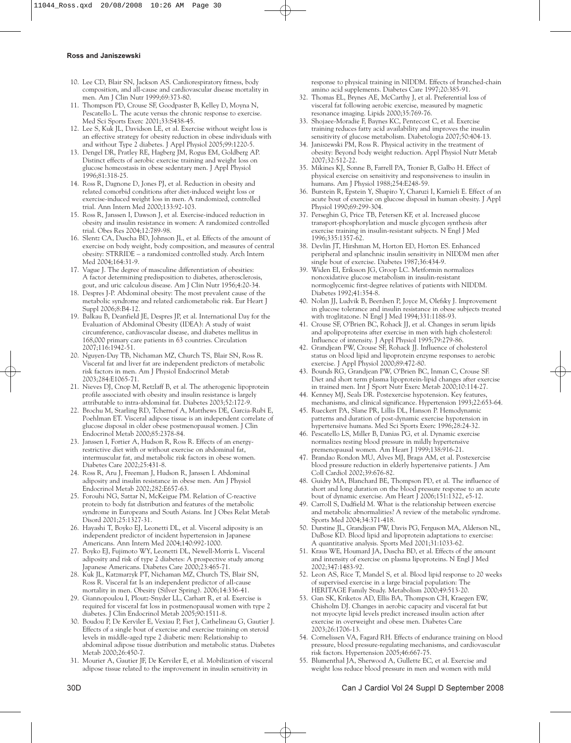10. Lee CD, Blair SN, Jackson AS. Cardiorespiratory fitness, body composition, and all-cause and cardiovascular disease mortality in men. Am J Clin Nutr 1999;69:373-80.
11. Thompson PD, Crouse SF, Goodpaster B, Kelley D, Moyna N, Pescatello L. The acute versus the chronic response to exercise. Med Sci Sports Exerc 2001;33:S438-45.
12. Lee S, Kuk JL, Davidson LE, et al. Exercise without weight loss is an effective strategy for obesity reduction in obese individuals with and without Type 2 diabetes. J Appl Physiol 2005;99:1220-5.
13. Dengel DR, Pratley RE, Hagberg JM, Rogus EM, Goldberg AP. Distinct effects of aerobic exercise training and weight loss on glucose homeostasis in obese sedentary men. J Appl Physiol 1996;81:318-25.
14. Ross R, Dagnone D, Jones PJ, et al. Reduction in obesity and related comorbid conditions after diet-induced weight loss or exercise-induced weight loss in men. A randomized, controlled trial. Ann Intern Med 2000;133:92-103.
15. Ross R, Janssen I, Dawson J, et al. Exercise-induced reduction in obesity and insulin resistance in women: A randomized controlled trial. Obes Res 2004;12:789-98.
16. Slentz CA, Duscha BD, Johnson JL, et al. Effects of the amount of exercise on body weight, body composition, and measures of central obesity: STRRIDE – a randomized controlled study. Arch Intern Med 2004;164:31-9.
17. Vague J. The degree of masculine differentiation of obesities: A factor determining predisposition to diabetes, atherosclerosis, gout, and uric calculous disease. Am J Clin Nutr 1956;4:20-34.
18. Despres J-P. Abdominal obesity: The most prevalent cause of the metabolic syndrome and related cardiometabolic risk. Eur Heart J Suppl 2006;8:B4-12.
19. Balkau B, Deanfield JE, Despres JP, et al. International Day for the Evaluation of Abdominal Obesity (IDEA): A study of waist circumference, cardiovascular disease, and diabetes mellitus in 168,000 primary care patients in 63 countries. Circulation 2007;116:1942-51.
20. Nguyen-Duy TB, Nichaman MZ, Church TS, Blair SN, Ross R. Visceral fat and liver fat are independent predictors of metabolic risk factors in men. Am J Physiol Endocrinol Metab 2003;284:E1065-71.
21. Nieves DJ, Cnop M, Retzlaff B, et al. The atherogenic lipoprotein profile associated with obesity and insulin resistance is largely attributable to intra-abdominal fat. Diabetes 2003;52:172-9.
22. Brochu M, Starling RD, Tchernof A, Matthews DE, Garcia-Rubi E, Poehlman ET. Visceral adipose tissue is an independent correlate of glucose disposal in older obese postmenopausal women. J Clin Endocrinol Metab 2000;85:2378-84.
23. Janssen I, Fortier A, Hudson R, Ross R. Effects of an energy-restrictive diet with or without exercise on abdominal fat, intermuscular fat, and metabolic risk factors in obese women. Diabetes Care 2002;25:431-8.
24. Ross R, Aru J, Freeman J, Hudson R, Janssen I. Abdominal adiposity and insulin resistance in obese men. Am J Physiol Endocrinol Metab 2002;282:E657-63.
25. Forouhi NG, Sattar N, McKeigue PM. Relation of C-reactive protein to body fat distribution and features of the metabolic syndrome in Europeans and South Asians. Int J Obes Relat Metab Disord 2001;25:1327-31.
26. Hayashi T, Boyko EJ, Leonetti DL, et al. Visceral adiposity is an independent predictor of incident hypertension in Japanese Americans. Ann Intern Med 2004;140:992-1000.
27. Boyko EJ, Fujimoto WY, Leonetti DL, Newell-Morris L. Visceral adiposity and risk of type 2 diabetes: A prospective study among Japanese Americans. Diabetes Care 2000;23:465-71.
28. Kuk JL, Katzmarzyk PT, Nichaman MZ, Church TS, Blair SN, Ross R. Visceral fat Is an independent predictor of all-cause mortality in men. Obesity (Silver Spring). 2006;14:336-41.
29. Giannopoulou I, Ploutz-Snyder LL, Carhart R, et al. Exercise is required for visceral fat loss in postmenopausal women with type 2 diabetes. J Clin Endocrinol Metab 2005;90:1511-8.
30. Boudou P, De Kerviler E, Vexiau P, Fiet J, Cathelineau G, Gautier J. Effects of a single bout of exercise and exercise training on steroid levels in middle-aged type 2 diabetic men: Relationship to abdominal adipose tissue distribution and metabolic status. Diabetes Metab 2000;26:450-7.
31. Mourier A, Gautier JF, De Kerviler E, et al. Mobilization of visceral adipose tissue related to the improvement in insulin sensitivity in response to physical training in NIDDM. Effects of branched-chain amino acid supplements. Diabetes Care 1997;20:385-91.
32. Thomas EL, Brynes AE, McCarthy J, et al. Preferential loss of visceral fat following aerobic exercise, measured by magnetic resonance imaging. Lipids 2000;35:769-76.
33. Shojaee-Moradie F, Baynes KC, Pentecost C, et al. Exercise training reduces fatty acid availability and improves the insulin sensitivity of glucose metabolism. Diabetologia 2007;50:404-13.
34. Janiszewski PM, Ross R. Physical activity in the treatment of obesity: Beyond body weight reduction. Appl Physiol Nutr Metab 2007;32:512-22.
35. Mikines KJ, Sonne B, Farrell PA, Tronier B, Galbo H. Effect of physical exercise on sensitivity and responsiveness to insulin in humans. Am J Physiol 1988;254:E248-59.
36. Burstein R, Epstein Y, Shapiro Y, Charuzi I, Karnieli E. Effect of an acute bout of exercise on glucose disposal in human obesity. J Appl Physiol 1990;69:299-304.
37. Perseghin G, Price TB, Petersen KF, et al. Increased glucose transport-phosphorylation and muscle glycogen synthesis after exercise training in insulin-resistant subjects. N Engl J Med 1996;335:1357-62.
38. Devlin JT, Hirshman M, Horton ED, Horton ES. Enhanced peripheral and splanchnic insulin sensitivity in NIDDM men after single bout of exercise. Diabetes 1987;36:434-9.
39. Widen EI, Eriksson JG, Groop LC. Metformin normalizes nonoxidative glucose metabolism in insulin-resistant normoglycemic first-degree relatives of patients with NIDDM. Diabetes 1992;41:354-8.
40. Nolan JJ, Ludvik B, Beerdsen P, Joyce M, Olefsky J. Improvement in glucose tolerance and insulin resistance in obese subjects treated with troglitazone. N Engl J Med 1994;331:1188-93.
41. Crouse SF, O'Brien BC, Rohack JJ, et al. Changes in serum lipids and apolipoproteins after exercise in men with high cholesterol: Influence of intensity. J Appl Physiol 1995;79:279-86.
42. Grandjean PW, Crouse SF, Rohack JJ. Influence of cholesterol status on blood lipid and lipoprotein enzyme responses to aerobic exercise. J Appl Physiol 2000;89:472-80.
43. Bounds RG, Grandjean PW, O'Brien BC, Inman C, Crouse SF. Diet and short term plasma lipoprotein-lipid changes after exercise in trained men. Int J Sport Nutr Exerc Metab 2000;10:114-27.
44. Kenney MJ, Seals DR. Postexercise hypotension. Key features, mechanisms, and clinical significance. Hypertension 1993;22:653-64.
45. Rueckert PA, Slane PR, Lillis DL, Hanson P. Hemodynamic patterns and duration of post-dynamic exercise hypotension in hypertensive humans. Med Sci Sports Exerc 1996;28:24-32.
46. Pescatello LS, Miller B, Danias PG, et al. Dynamic exercise normalizes resting blood pressure in mildly hypertensive premenopausal women. Am Heart J 1999;138:916-21.
47. Brandao Rondon MU, Alves MJ, Braga AM, et al. Postexercise blood pressure reduction in elderly hypertensive patients. J Am Coll Cardiol 2002;39:676-82.
48. Guidry MA, Blanchard BE, Thompson PD, et al. The influence of short and long duration on the blood pressure response to an acute bout of dynamic exercise. Am Heart J 2006;151:1322, e5-12.
49. Carroll S, Dudfield M. What is the relationship between exercise and metabolic abnormalities? A review of the metabolic syndrome. Sports Med 2004;34:371-418.
50. Durstine JL, Grandjean PW, Davis PG, Ferguson MA, Alderson NL, DuBose KD. Blood lipid and lipoprotein adaptations to exercise: A quantitative analysis. Sports Med 2001;31:1033-62.
51. Kraus WE, Houmard JA, Duscha BD, et al. Effects of the amount and intensity of exercise on plasma lipoproteins. N Engl J Med 2002;347:1483-92.
52. Leon AS, Rice T, Mandel S, et al. Blood lipid response to 20 weeks of supervised exercise in a large biracial population: The HERITAGE Family Study. Metabolism 2000;49:513-20.
53. Gan SK, Kriketos AD, Ellis BA, Thompson CH, Kraegen EW, Chisholm DJ. Changes in aerobic capacity and visceral fat but not myocyte lipid levels predict increased insulin action after exercise in overweight and obese men. Diabetes Care 2003;26:1706-13.
54. Cornelissen VA, Fagard RH. Effects of endurance training on blood pressure, blood pressure-regulating mechanisms, and cardiovascular risk factors. Hypertension 2005;46:667-75.
55. Blumenthal JA, Sherwood A, Gullette EC, et al. Exercise and weight loss reduce blood pressure in men and women with mild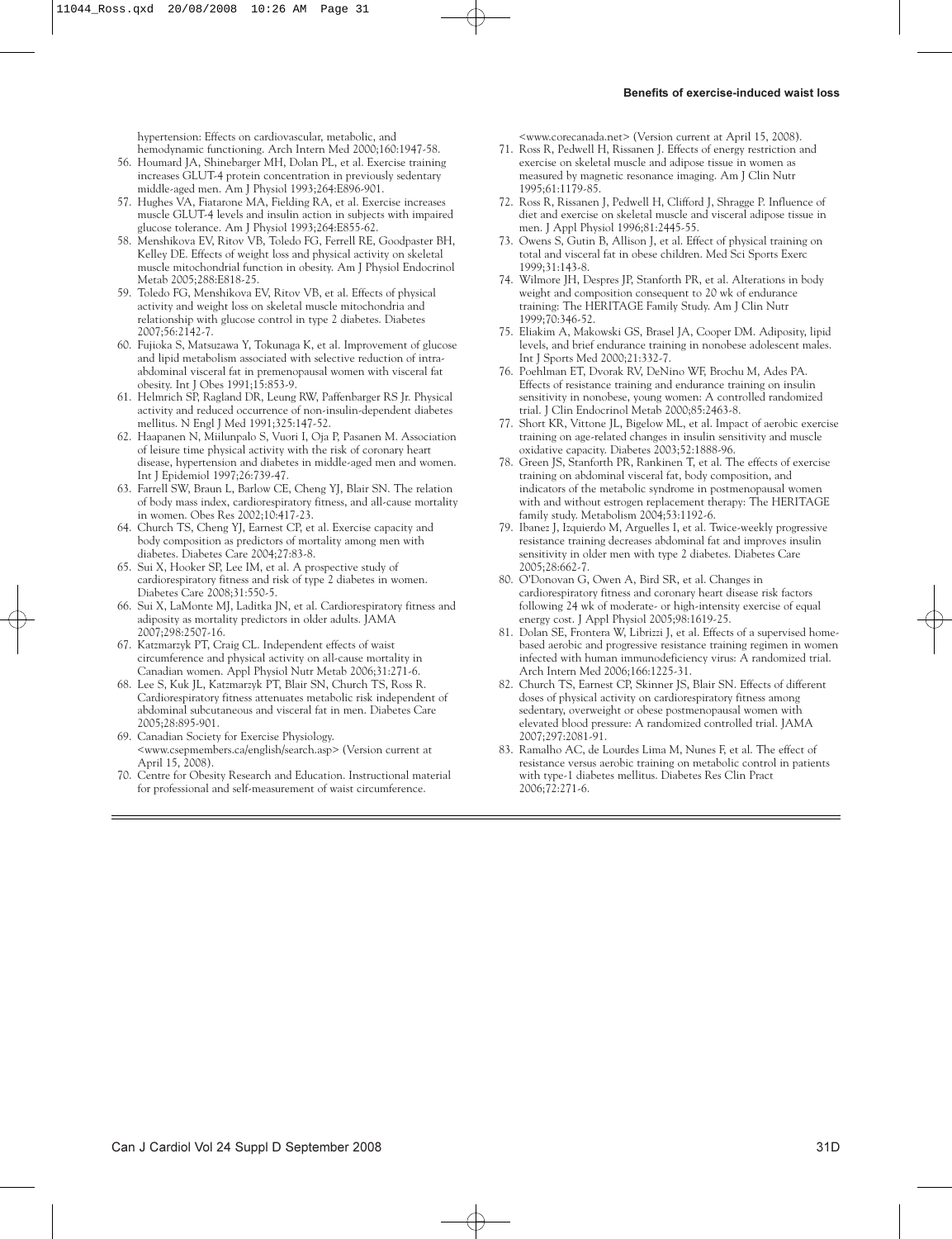hypertension: Effects on cardiovascular, metabolic, and hemodynamic functioning. Arch Intern Med 2000;160:1947-58.

56. Houmard JA, Shinebarger MH, Dolan PL, et al. Exercise training increases GLUT-4 protein concentration in previously sedentary middle-aged men. Am J Physiol 1993;264:E896-901.
57. Hughes VA, Fiatarone MA, Fielding RA, et al. Exercise increases muscle GLUT-4 levels and insulin action in subjects with impaired glucose tolerance. Am J Physiol 1993;264:E855-62.
58. Menshikova EV, Ritov VB, Toledo FG, Ferrell RE, Goodpaster BH, Kelley DE. Effects of weight loss and physical activity on skeletal muscle mitochondrial function in obesity. Am J Physiol Endocrinol Metab 2005;288:E818-25.
59. Toledo FG, Menshikova EV, Ritov VB, et al. Effects of physical activity and weight loss on skeletal muscle mitochondria and relationship with glucose control in type 2 diabetes. Diabetes 2007;56:2142-7.
60. Fujioka S, Matsuzawa Y, Tokunaga K, et al. Improvement of glucose and lipid metabolism associated with selective reduction of intra-abdominal visceral fat in premenopausal women with visceral fat obesity. Int J Obes 1991;15:853-9.
61. Helmrich SP, Ragland DR, Leung RW, Paffenbarger RS Jr. Physical activity and reduced occurrence of non-insulin-dependent diabetes mellitus. N Engl J Med 1991;325:147-52.
62. Haapanen N, Miilunpalo S, Vuori I, Oja P, Pasanen M. Association of leisure time physical activity with the risk of coronary heart disease, hypertension and diabetes in middle-aged men and women. Int J Epidemiol 1997;26:739-47.
63. Farrell SW, Braun L, Barlow CE, Cheng YJ, Blair SN. The relation of body mass index, cardiorespiratory fitness, and all-cause mortality in women. Obes Res 2002;10:417-23.
64. Church TS, Cheng YJ, Earnest CP, et al. Exercise capacity and body composition as predictors of mortality among men with diabetes. Diabetes Care 2004;27:83-8.
65. Sui X, Hooker SP, Lee IM, et al. A prospective study of cardiorespiratory fitness and risk of type 2 diabetes in women. Diabetes Care 2008;31:550-5.
66. Sui X, LaMonte MJ, Laditka JN, et al. Cardiorespiratory fitness and adiposity as mortality predictors in older adults. JAMA 2007;298:2507-16.
67. Katzmarzyk PT, Craig CL. Independent effects of waist circumference and physical activity on all-cause mortality in Canadian women. Appl Physiol Nutr Metab 2006;31:271-6.
68. Lee S, Kuk JL, Katzmarzyk PT, Blair SN, Church TS, Ross R. Cardiorespiratory fitness attenuates metabolic risk independent of abdominal subcutaneous and visceral fat in men. Diabetes Care 2005;28:895-901.
69. Canadian Society for Exercise Physiology. <www.csepmembers.ca/english/search.asp> (Version current at April 15, 2008).
70. Centre for Obesity Research and Education. Instructional material for professional and self-measurement of waist circumference. <www.corecanada.net> (Version current at April 15, 2008).
71. Ross R, Pedwell H, Rissanen J. Effects of energy restriction and exercise on skeletal muscle and adipose tissue in women as measured by magnetic resonance imaging. Am J Clin Nutr 1995;61:1179-85.
72. Ross R, Rissanen J, Pedwell H, Clifford J, Shragge P. Influence of diet and exercise on skeletal muscle and visceral adipose tissue in men. J Appl Physiol 1996;81:2445-55.
73. Owens S, Gutin B, Allison J, et al. Effect of physical training on total and visceral fat in obese children. Med Sci Sports Exerc 1999;31:143-8.
74. Wilmore JH, Despres JP, Stanforth PR, et al. Alterations in body weight and composition consequent to 20 wk of endurance training: The HERITAGE Family Study. Am J Clin Nutr 1999;70:346-52.
75. Eliakim A, Makowski GS, Brasel JA, Cooper DM. Adiposity, lipid levels, and brief endurance training in nonobese adolescent males. Int J Sports Med 2000;21:332-7.
76. Poehlman ET, Dvorak RV, DeNino WF, Brochu M, Ades PA. Effects of resistance training and endurance training on insulin sensitivity in nonobese, young women: A controlled randomized trial. J Clin Endocrinol Metab 2000;85:2463-8.
77. Short KR, Vittone JL, Bigelow ML, et al. Impact of aerobic exercise training on age-related changes in insulin sensitivity and muscle oxidative capacity. Diabetes 2003;52:1888-96.
78. Green JS, Stanforth PR, Rankinen T, et al. The effects of exercise training on abdominal visceral fat, body composition, and indicators of the metabolic syndrome in postmenopausal women with and without estrogen replacement therapy: The HERITAGE family study. Metabolism 2004;53:1192-6.
79. Ibanez J, Izquierdo M, Arguelles I, et al. Twice-weekly progressive resistance training decreases abdominal fat and improves insulin sensitivity in older men with type 2 diabetes. Diabetes Care 2005;28:662-7.
80. O'Donovan G, Owen A, Bird SR, et al. Changes in cardiorespiratory fitness and coronary heart disease risk factors following 24 wk of moderate- or high-intensity exercise of equal energy cost. J Appl Physiol 2005;98:1619-25.
81. Dolan SE, Frontera W, Librizzi J, et al. Effects of a supervised home-based aerobic and progressive resistance training regimen in women infected with human immunodeficiency virus: A randomized trial. Arch Intern Med 2006;166:1225-31.
82. Church TS, Earnest CP, Skinner JS, Blair SN. Effects of different doses of physical activity on cardiorespiratory fitness among sedentary, overweight or obese postmenopausal women with elevated blood pressure: A randomized controlled trial. JAMA 2007;297:2081-91.
83. Ramalho AC, de Lourdes Lima M, Nunes F, et al. The effect of resistance versus aerobic training on metabolic control in patients with type-1 diabetes mellitus. Diabetes Res Clin Pract 2006;72:271-6.